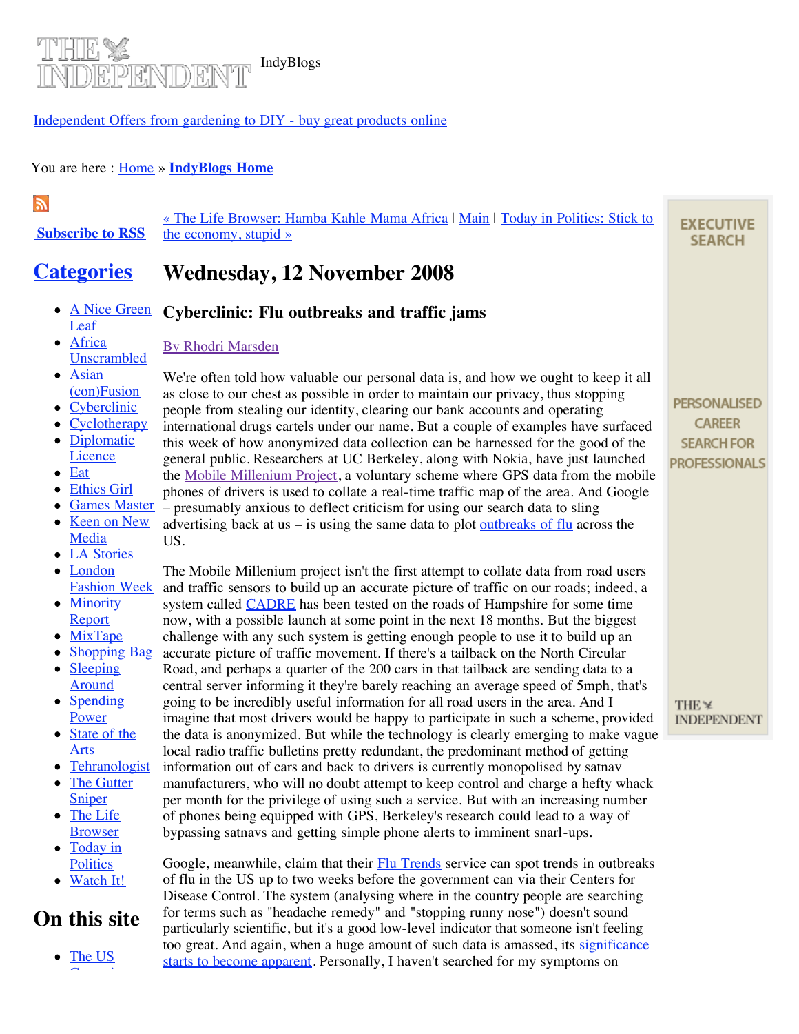THE INDEPENDENT IndyBlogs

Independent Offers from gardening to DIY - buy great products online

You are here : Home » **IndyBlogs Home**

**Subscribe to RSS**

« The Life Browser: Hamba Kahle Mama Africa | Main | Today in Politics: Stick to the economy, stupid »

# Wednesday, 12 November 2008

## Cyberclinic: Flu outbreaks and traffic jams

By Rhodri Marsden

We're often told how valuable our personal data is, and how we ought to keep it all as close to our chest as possible in order to maintain our privacy, thus stopping people from stealing our identity, clearing our bank accounts and operating international drugs cartels under our name. But a couple of examples have surfaced this week of how anonymized data collection can be harnessed for the good of the general public. Researchers at UC Berkeley, along with Nokia, have just launched the Mobile Millenium Project, a voluntary scheme where GPS data from the mobile phones of drivers is used to collate a real-time traffic map of the area. And Google – presumably anxious to deflect criticism for using our search data to sling advertising back at us – is using the same data to plot outbreaks of flu across the US.

The Mobile Millenium project isn't the first attempt to collate data from road users and traffic sensors to build up an accurate picture of traffic on our roads; indeed, a system called CADRE has been tested on the roads of Hampshire for some time now, with a possible launch at some point in the next 18 months. But the biggest challenge with any such system is getting enough people to use it to build up an accurate picture of traffic movement. If there's a tailback on the North Circular Road, and perhaps a quarter of the 200 cars in that tailback are sending data to a central server informing it they're barely reaching an average speed of 5mph, that's going to be incredibly useful information for all road users in the area. And I imagine that most drivers would be happy to participate in such a scheme, provided the data is anonymized. But while the technology is clearly emerging to make vague local radio traffic bulletins pretty redundant, the predominant method of getting information out of cars and back to drivers is currently monopolised by satnav manufacturers, who will no doubt attempt to keep control and charge a hefty whack per month for the privilege of using such a service. But with an increasing number of phones being equipped with GPS, Berkeley's research could lead to a way of bypassing satnavs and getting simple phone alerts to imminent snarl-ups.

Google, meanwhile, claim that their Flu Trends service can spot trends in outbreaks of flu in the US up to two weeks before the government can via their Centers for Disease Control. The system (analysing where in the country people are searching for terms such as "headache remedy" and "stopping runny nose") doesn't sound particularly scientific, but it's a good low-level indicator that someone isn't feeling too great. And again, when a huge amount of such data is amassed, its significance starts to become apparent. Personally, I haven't searched for my symptoms on

## Categories

- A Nice Green Leaf
- Africa Unscrambled
- Asian (con)Fusion
- Cyberclinic
- Cyclotherapy
- Diplomatic Licence
- Eat
- Ethics Girl
- Games Master
- Keen on New Media
- LA Stories
- London Fashion Week
- Minority Report
- MixTape
- Shopping Bag
- Sleeping Around
- Spending Power
- State of the Arts
- Tehranologist
- The Gutter Sniper
- The Life Browser
- Today in Politics
- Watch It!

## On this site

- The US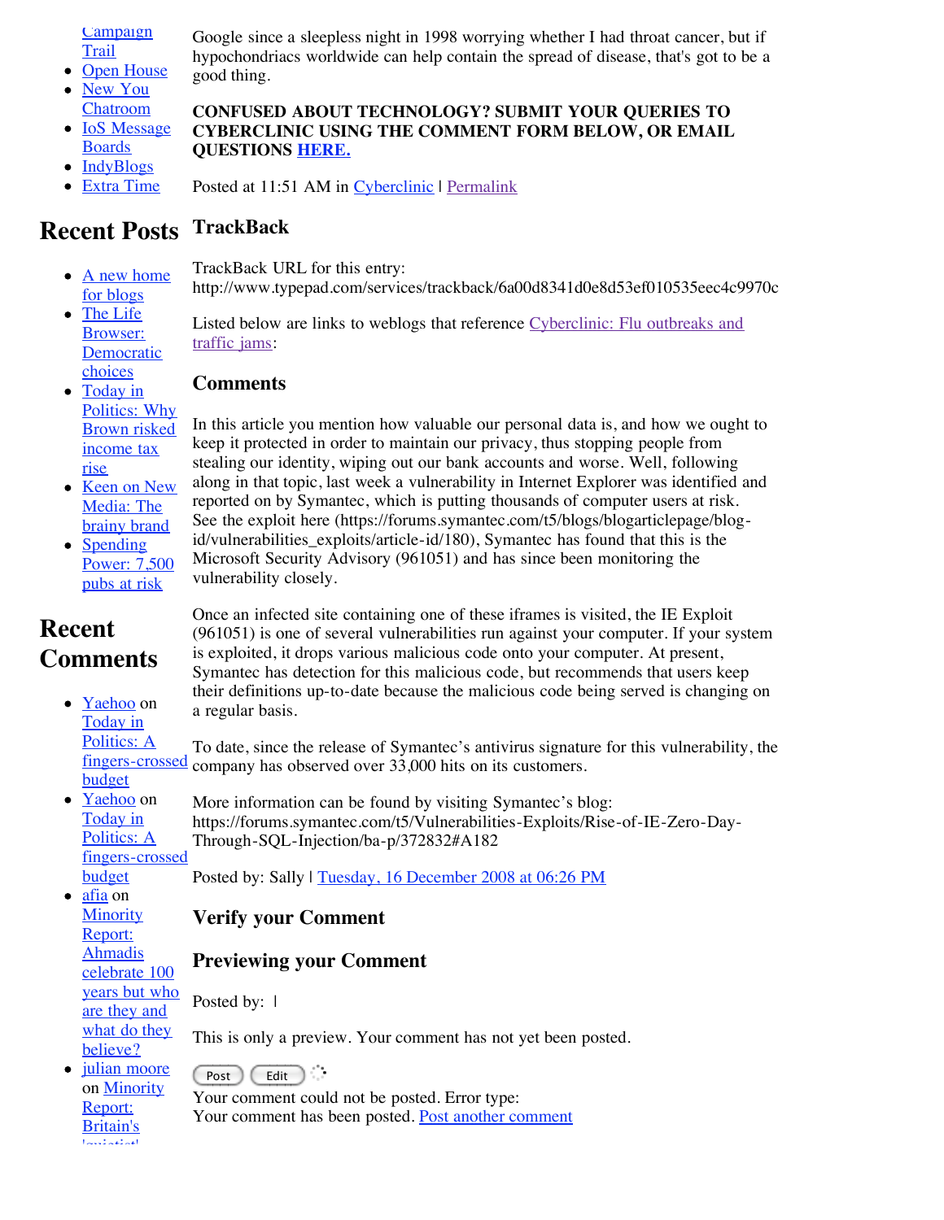- Campaign Trail
- Open House
- New You Chatroom
- IoS Message Boards
- IndyBlogs
- Extra Time

## Recent Posts

- A new home for blogs
- The Life Browser: Democratic choices
- Today in Politics: Why Brown risked income tax rise
- Keen on New Media: The brainy brand
- Spending Power: 7,500 pubs at risk

## Recent Comments

- Yaehoo on Today in Politics: A fingers-crossed budget
- Yaehoo on Today in Politics: A fingers-crossed budget
- afia on Minority Report: Ahmadis celebrate 100 years but who are they and what do they believe?
- julian moore on Minority Report: Britain's 'quietist'

Google since a sleepless night in 1998 worrying whether I had throat cancer, but if hypochondriacs worldwide can help contain the spread of disease, that's got to be a good thing.

**CONFUSED ABOUT TECHNOLOGY? SUBMIT YOUR QUERIES TO CYBERCLINIC USING THE COMMENT FORM BELOW, OR EMAIL QUESTIONS HERE.**

Posted at 11:51 AM in Cyberclinic | Permalink

## TrackBack

TrackBack URL for this entry:
http://www.typepad.com/services/trackback/6a00d8341d0e8d53ef010535eec4c9970c

Listed below are links to weblogs that reference Cyberclinic: Flu outbreaks and traffic jams:

## Comments

In this article you mention how valuable our personal data is, and how we ought to keep it protected in order to maintain our privacy, thus stopping people from stealing our identity, wiping out our bank accounts and worse. Well, following along in that topic, last week a vulnerability in Internet Explorer was identified and reported on by Symantec, which is putting thousands of computer users at risk. See the exploit here (https://forums.symantec.com/t5/blogs/blogarticlepage/blog-id/vulnerabilities_exploits/article-id/180), Symantec has found that this is the Microsoft Security Advisory (961051) and has since been monitoring the vulnerability closely.

Once an infected site containing one of these iframes is visited, the IE Exploit (961051) is one of several vulnerabilities run against your computer. If your system is exploited, it drops various malicious code onto your computer. At present, Symantec has detection for this malicious code, but recommends that users keep their definitions up-to-date because the malicious code being served is changing on a regular basis.

To date, since the release of Symantec's antivirus signature for this vulnerability, the company has observed over 33,000 hits on its customers.

More information can be found by visiting Symantec's blog:
https://forums.symantec.com/t5/Vulnerabilities-Exploits/Rise-of-IE-Zero-Day-Through-SQL-Injection/ba-p/372832#A182

Posted by: Sally | Tuesday, 16 December 2008 at 06:26 PM

## Verify your Comment

## Previewing your Comment

Posted by: |

This is only a preview. Your comment has not yet been posted.

Post Edit

Your comment could not be posted. Error type:
Your comment has been posted. Post another comment